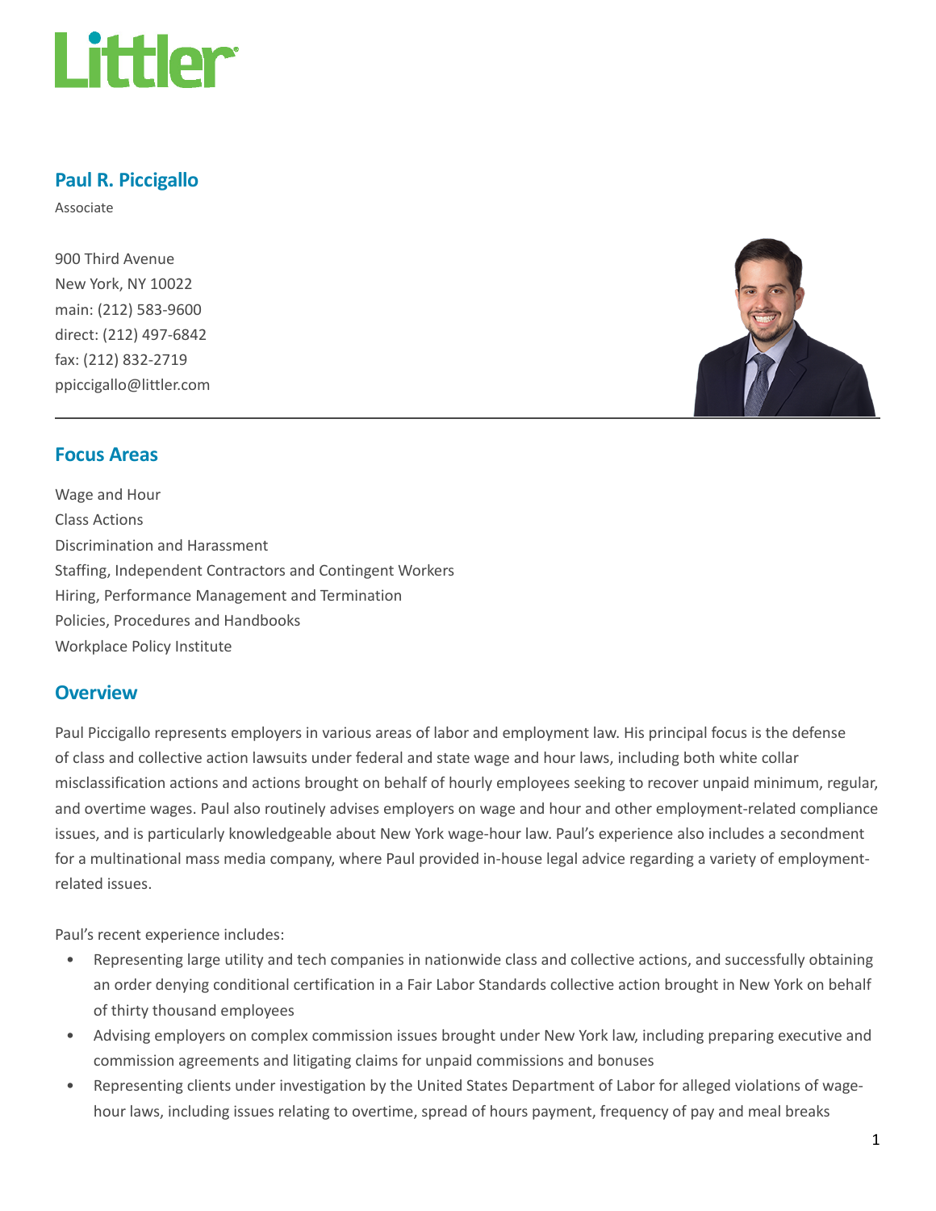# Paul R. Piccigallo

Associate

900 Third Avenue
New York, NY 10022
main: (212) 583-9600
direct: (212) 497-6842
fax: (212) 832-2719
ppiccigallo@littler.com

## Focus Areas

Wage and Hour
Class Actions
Discrimination and Harassment
Staffing, Independent Contractors and Contingent Workers
Hiring, Performance Management and Termination
Policies, Procedures and Handbooks
Workplace Policy Institute

## Overview

Paul Piccigallo represents employers in various areas of labor and employment law. His principal focus is the defense of class and collective action lawsuits under federal and state wage and hour laws, including both white collar misclassification actions and actions brought on behalf of hourly employees seeking to recover unpaid minimum, regular, and overtime wages. Paul also routinely advises employers on wage and hour and other employment-related compliance issues, and is particularly knowledgeable about New York wage-hour law. Paul's experience also includes a secondment for a multinational mass media company, where Paul provided in-house legal advice regarding a variety of employment-related issues.

Paul's recent experience includes:

- Representing large utility and tech companies in nationwide class and collective actions, and successfully obtaining an order denying conditional certification in a Fair Labor Standards collective action brought in New York on behalf of thirty thousand employees
- Advising employers on complex commission issues brought under New York law, including preparing executive and commission agreements and litigating claims for unpaid commissions and bonuses
- Representing clients under investigation by the United States Department of Labor for alleged violations of wage-hour laws, including issues relating to overtime, spread of hours payment, frequency of pay and meal breaks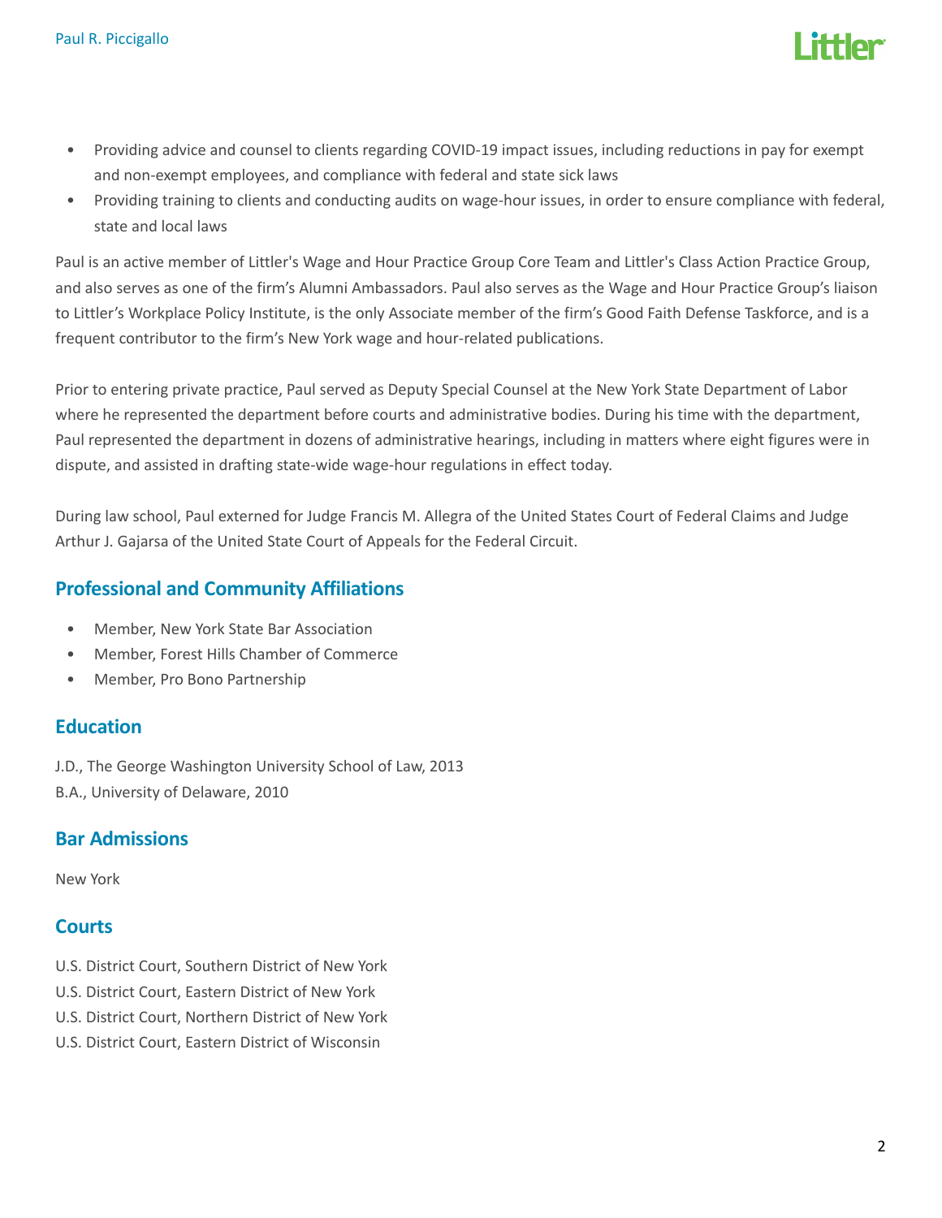- Providing advice and counsel to clients regarding COVID-19 impact issues, including reductions in pay for exempt and non-exempt employees, and compliance with federal and state sick laws
- Providing training to clients and conducting audits on wage-hour issues, in order to ensure compliance with federal, state and local laws

Paul is an active member of Littler's Wage and Hour Practice Group Core Team and Littler's Class Action Practice Group, and also serves as one of the firm's Alumni Ambassadors. Paul also serves as the Wage and Hour Practice Group's liaison to Littler's Workplace Policy Institute, is the only Associate member of the firm's Good Faith Defense Taskforce, and is a frequent contributor to the firm's New York wage and hour-related publications.

Prior to entering private practice, Paul served as Deputy Special Counsel at the New York State Department of Labor where he represented the department before courts and administrative bodies. During his time with the department, Paul represented the department in dozens of administrative hearings, including in matters where eight figures were in dispute, and assisted in drafting state-wide wage-hour regulations in effect today.

During law school, Paul externed for Judge Francis M. Allegra of the United States Court of Federal Claims and Judge Arthur J. Gajarsa of the United State Court of Appeals for the Federal Circuit.

## Professional and Community Affiliations

- Member, New York State Bar Association
- Member, Forest Hills Chamber of Commerce
- Member, Pro Bono Partnership

## Education

J.D., The George Washington University School of Law, 2013
B.A., University of Delaware, 2010

## Bar Admissions

New York

## Courts

U.S. District Court, Southern District of New York
U.S. District Court, Eastern District of New York
U.S. District Court, Northern District of New York
U.S. District Court, Eastern District of Wisconsin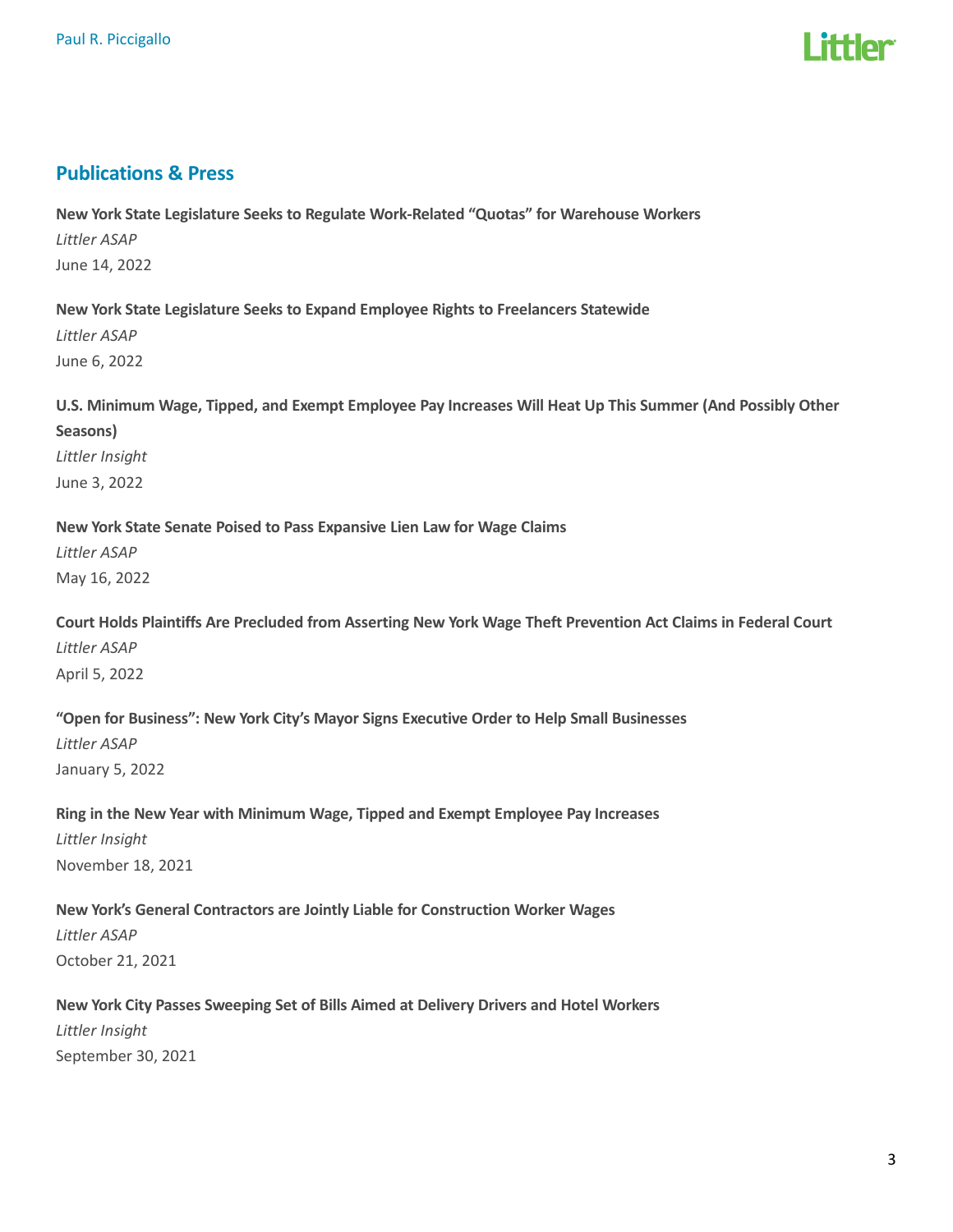## Publications & Press

**New York State Legislature Seeks to Regulate Work-Related "Quotas" for Warehouse Workers**
*Littler ASAP*
June 14, 2022

**New York State Legislature Seeks to Expand Employee Rights to Freelancers Statewide**
*Littler ASAP*
June 6, 2022

**U.S. Minimum Wage, Tipped, and Exempt Employee Pay Increases Will Heat Up This Summer (And Possibly Other Seasons)**
*Littler Insight*
June 3, 2022

**New York State Senate Poised to Pass Expansive Lien Law for Wage Claims**
*Littler ASAP*
May 16, 2022

**Court Holds Plaintiffs Are Precluded from Asserting New York Wage Theft Prevention Act Claims in Federal Court**
*Littler ASAP*
April 5, 2022

**"Open for Business": New York City's Mayor Signs Executive Order to Help Small Businesses**
*Littler ASAP*
January 5, 2022

**Ring in the New Year with Minimum Wage, Tipped and Exempt Employee Pay Increases**
*Littler Insight*
November 18, 2021

**New York's General Contractors are Jointly Liable for Construction Worker Wages**
*Littler ASAP*
October 21, 2021

**New York City Passes Sweeping Set of Bills Aimed at Delivery Drivers and Hotel Workers**
*Littler Insight*
September 30, 2021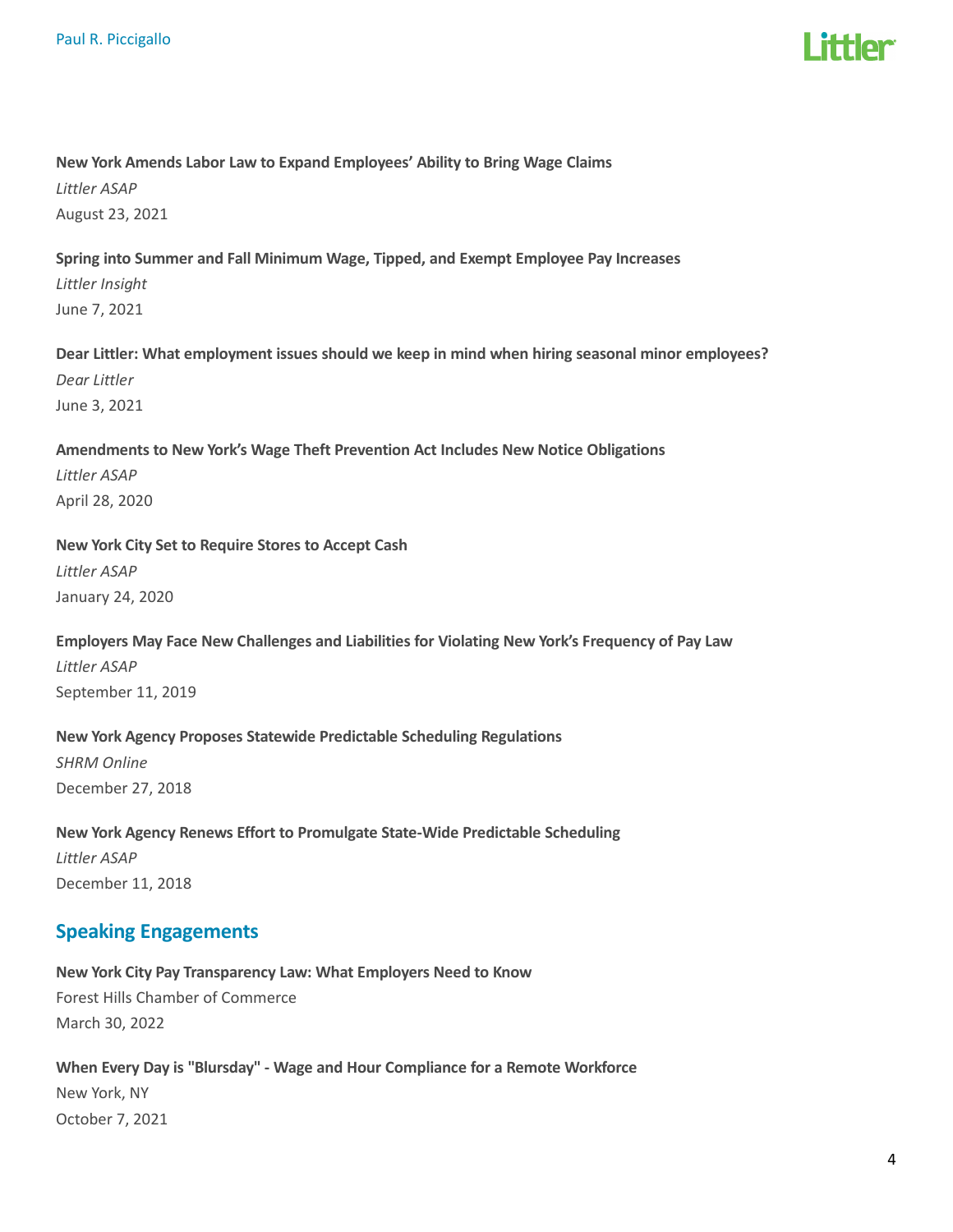**New York Amends Labor Law to Expand Employees' Ability to Bring Wage Claims**
*Littler ASAP*
August 23, 2021

**Spring into Summer and Fall Minimum Wage, Tipped, and Exempt Employee Pay Increases**
*Littler Insight*
June 7, 2021

**Dear Littler: What employment issues should we keep in mind when hiring seasonal minor employees?**
*Dear Littler*
June 3, 2021

**Amendments to New York's Wage Theft Prevention Act Includes New Notice Obligations**
*Littler ASAP*
April 28, 2020

**New York City Set to Require Stores to Accept Cash**
*Littler ASAP*
January 24, 2020

**Employers May Face New Challenges and Liabilities for Violating New York's Frequency of Pay Law**
*Littler ASAP*
September 11, 2019

**New York Agency Proposes Statewide Predictable Scheduling Regulations**
*SHRM Online*
December 27, 2018

**New York Agency Renews Effort to Promulgate State-Wide Predictable Scheduling**
*Littler ASAP*
December 11, 2018

## Speaking Engagements

**New York City Pay Transparency Law: What Employers Need to Know**
Forest Hills Chamber of Commerce
March 30, 2022

**When Every Day is "Blursday" - Wage and Hour Compliance for a Remote Workforce**
New York, NY
October 7, 2021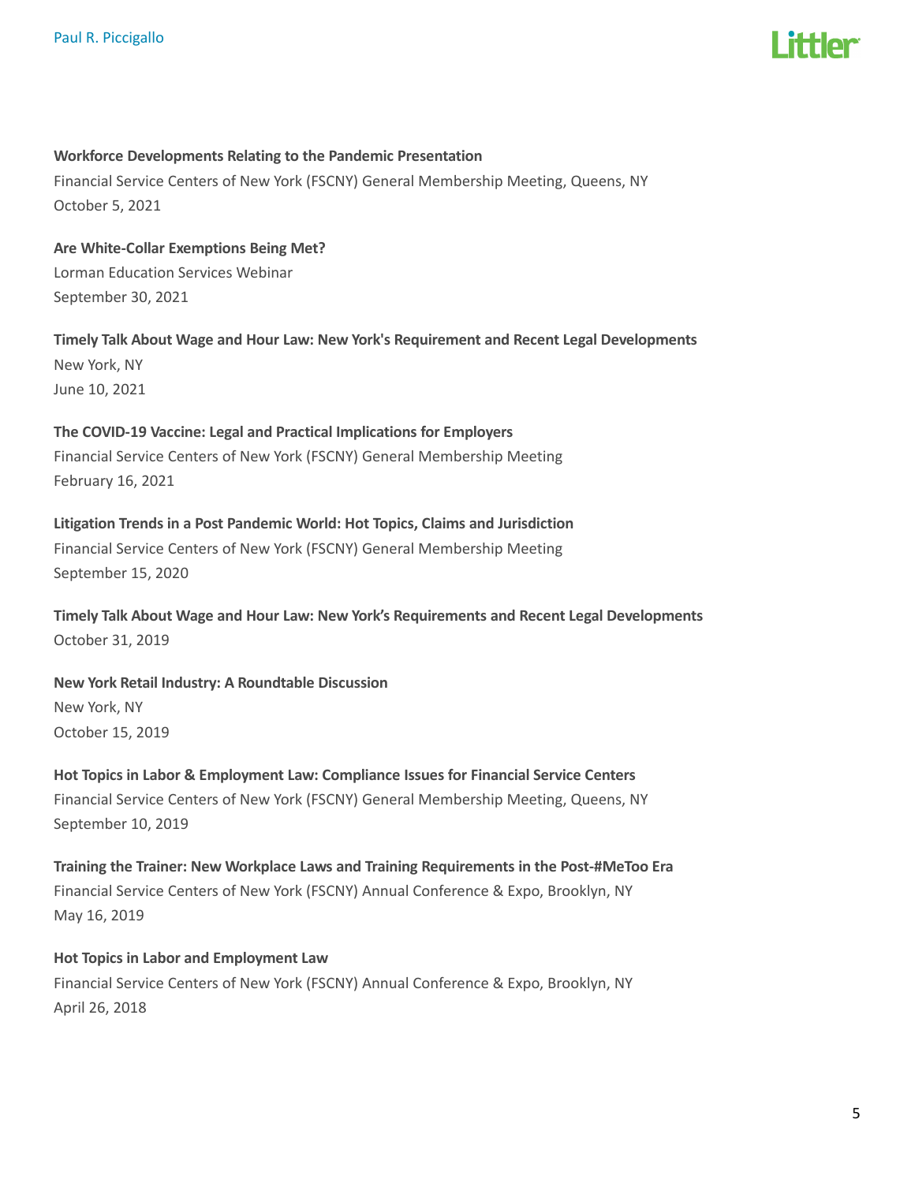**Workforce Developments Relating to the Pandemic Presentation**
Financial Service Centers of New York (FSCNY) General Membership Meeting, Queens, NY
October 5, 2021

**Are White-Collar Exemptions Being Met?**
Lorman Education Services Webinar
September 30, 2021

**Timely Talk About Wage and Hour Law: New York's Requirement and Recent Legal Developments**
New York, NY
June 10, 2021

**The COVID-19 Vaccine: Legal and Practical Implications for Employers**
Financial Service Centers of New York (FSCNY) General Membership Meeting
February 16, 2021

**Litigation Trends in a Post Pandemic World: Hot Topics, Claims and Jurisdiction**
Financial Service Centers of New York (FSCNY) General Membership Meeting
September 15, 2020

**Timely Talk About Wage and Hour Law: New York's Requirements and Recent Legal Developments**
October 31, 2019

**New York Retail Industry: A Roundtable Discussion**
New York, NY
October 15, 2019

**Hot Topics in Labor & Employment Law: Compliance Issues for Financial Service Centers**
Financial Service Centers of New York (FSCNY) General Membership Meeting, Queens, NY
September 10, 2019

**Training the Trainer: New Workplace Laws and Training Requirements in the Post-#MeToo Era**
Financial Service Centers of New York (FSCNY) Annual Conference & Expo, Brooklyn, NY
May 16, 2019

**Hot Topics in Labor and Employment Law**
Financial Service Centers of New York (FSCNY) Annual Conference & Expo, Brooklyn, NY
April 26, 2018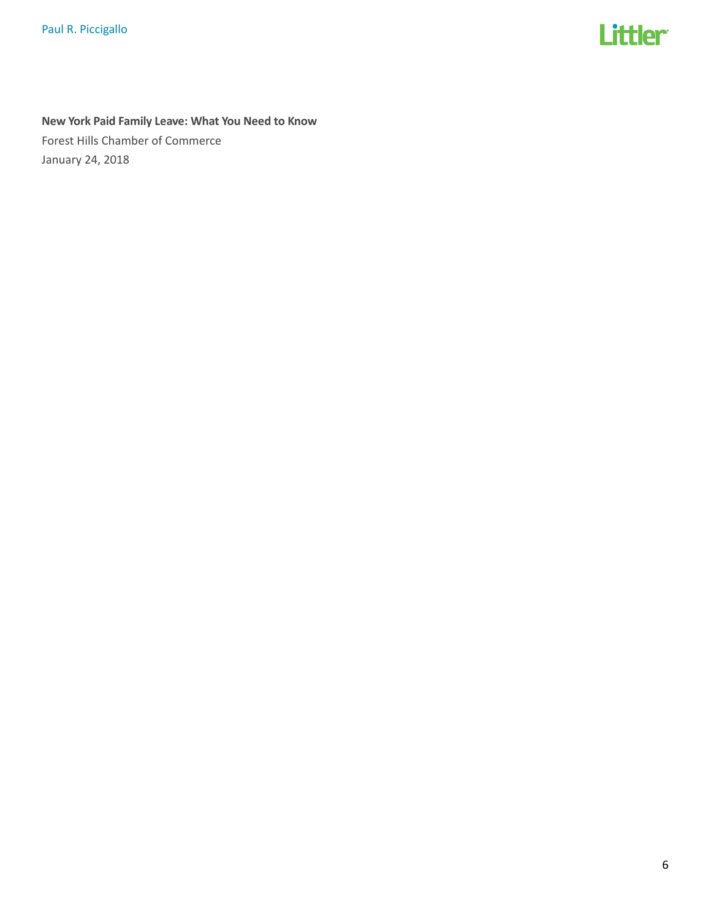**New York Paid Family Leave: What You Need to Know**

Forest Hills Chamber of Commerce

January 24, 2018